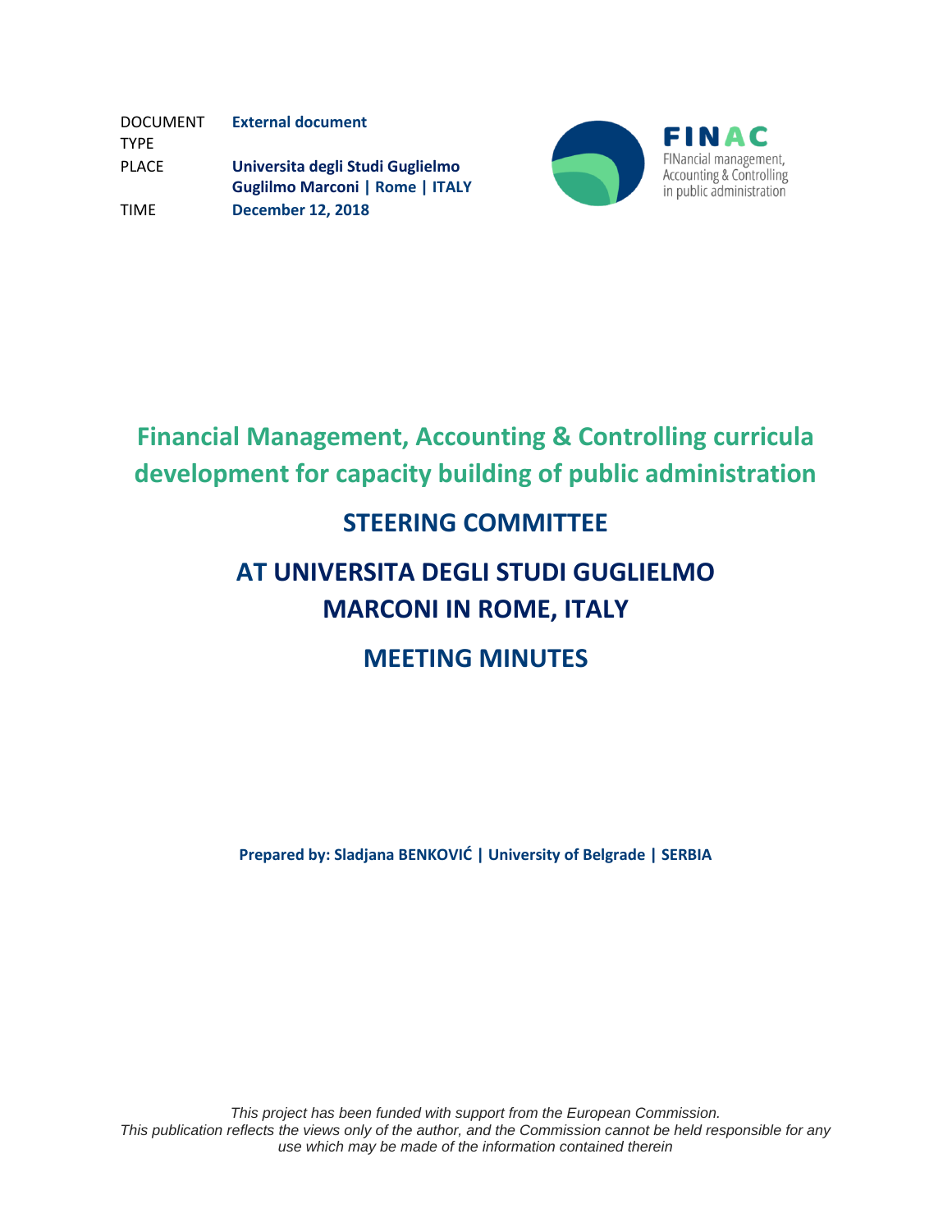| | |
|---|---|
| DOCUMENT TYPE | **External document** |
| PLACE | **Universita degli Studi Guglielmo Guglilmo Marconi \| Rome \| ITALY** |
| TIME | **December 12, 2018** |

**FINAC**
FINancial management, Accounting & Controlling in public administration

# Financial Management, Accounting & Controlling curricula development for capacity building of public administration

# STEERING COMMITTEE

# AT UNIVERSITA DEGLI STUDI GUGLIELMO MARCONI IN ROME, ITALY

# MEETING MINUTES

**Prepared by: Sladjana BENKOVIĆ | University of Belgrade | SERBIA**

*This project has been funded with support from the European Commission.*
*This publication reflects the views only of the author, and the Commission cannot be held responsible for any use which may be made of the information contained therein*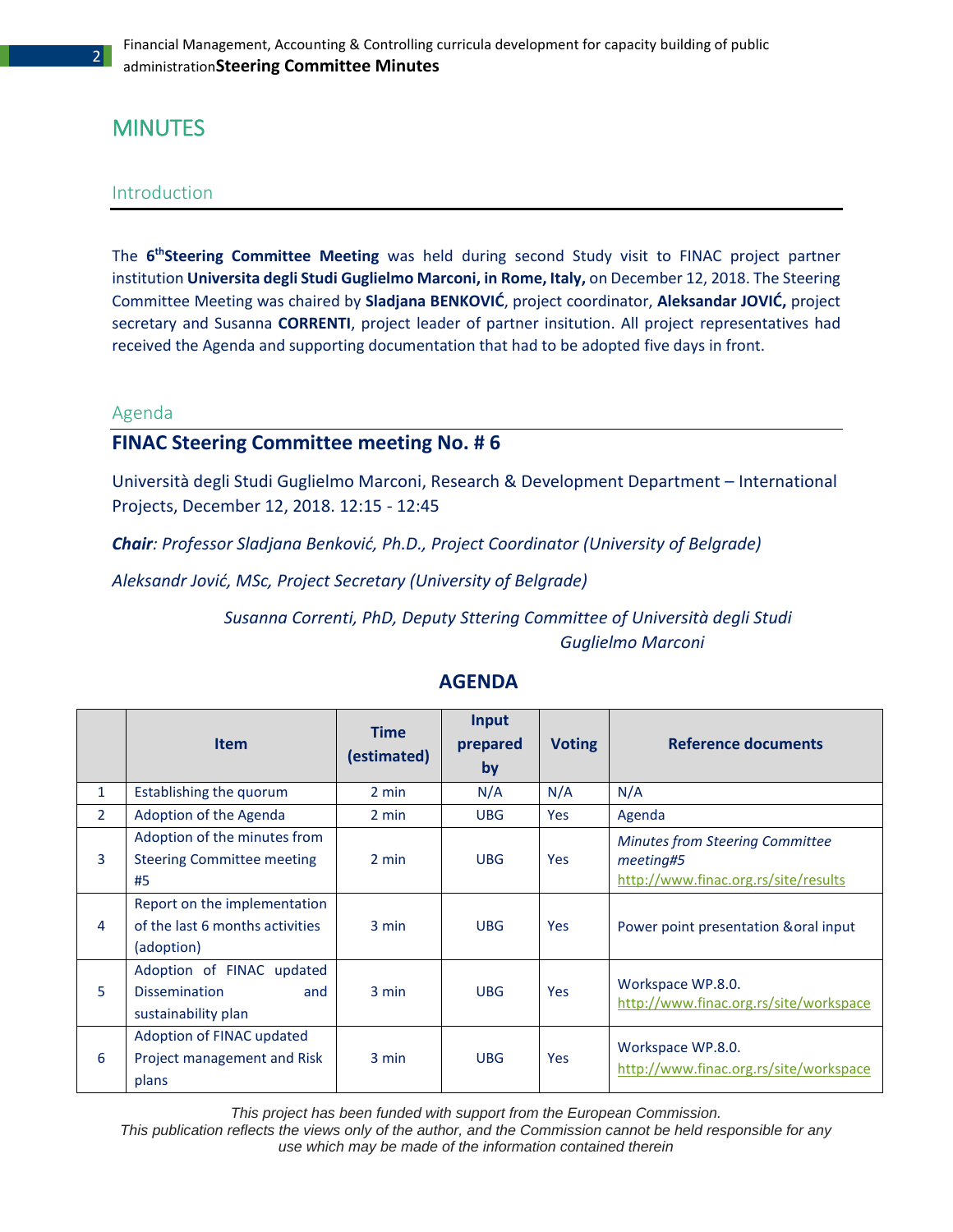# MINUTES

## Introduction

The **6th Steering Committee Meeting** was held during second Study visit to FINAC project partner institution **Universita degli Studi Guglielmo Marconi, in Rome, Italy,** on December 12, 2018. The Steering Committee Meeting was chaired by **Sladjana BENKOVIĆ**, project coordinator, **Aleksandar JOVIĆ,** project secretary and Susanna **CORRENTI**, project leader of partner insitution. All project representatives had received the Agenda and supporting documentation that had to be adopted five days in front.

## Agenda

### FINAC Steering Committee meeting No. # 6

Università degli Studi Guglielmo Marconi, Research & Development Department – International Projects, December 12, 2018. 12:15 - 12:45

***Chair**: Professor Sladjana Benković, Ph.D., Project Coordinator (University of Belgrade)*

*Aleksandr Jović, MSc, Project Secretary (University of Belgrade)*

*Susanna Correnti, PhD, Deputy Sttering Committee of Università degli Studi Guglielmo Marconi*

### AGENDA

| | Item | Time (estimated) | Input prepared by | Voting | Reference documents |
|---|---|---|---|---|---|
| 1 | Establishing the quorum | 2 min | N/A | N/A | N/A |
| 2 | Adoption of the Agenda | 2 min | UBG | Yes | Agenda |
| 3 | Adoption of the minutes from Steering Committee meeting #5 | 2 min | UBG | Yes | *Minutes from Steering Committee meeting#5* http://www.finac.org.rs/site/results |
| 4 | Report on the implementation of the last 6 months activities (adoption) | 3 min | UBG | Yes | Power point presentation &oral input |
| 5 | Adoption of FINAC updated Dissemination and sustainability plan | 3 min | UBG | Yes | Workspace WP.8.0. http://www.finac.org.rs/site/workspace |
| 6 | Adoption of FINAC updated Project management and Risk plans | 3 min | UBG | Yes | Workspace WP.8.0. http://www.finac.org.rs/site/workspace |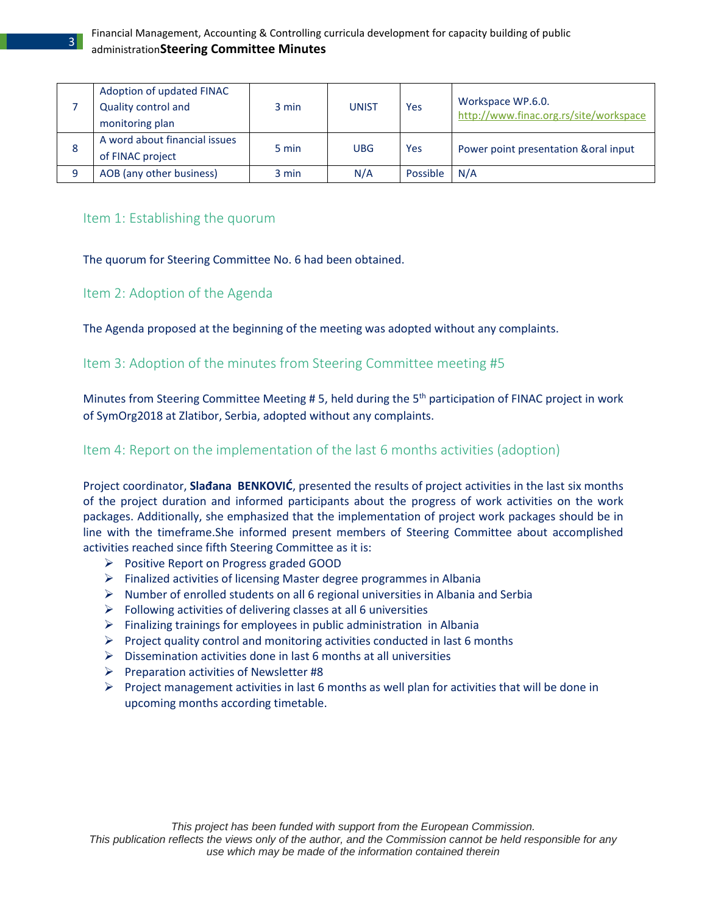| | | | | | |
|---|---|---|---|---|---|
| 7 | Adoption of updated FINAC Quality control and monitoring plan | 3 min | UNIST | Yes | Workspace WP.6.0. http://www.finac.org.rs/site/workspace |
| 8 | A word about financial issues of FINAC project | 5 min | UBG | Yes | Power point presentation &oral input |
| 9 | AOB (any other business) | 3 min | N/A | Possible | N/A |

## Item 1: Establishing the quorum

The quorum for Steering Committee No. 6 had been obtained.

## Item 2: Adoption of the Agenda

The Agenda proposed at the beginning of the meeting was adopted without any complaints.

## Item 3: Adoption of the minutes from Steering Committee meeting #5

Minutes from Steering Committee Meeting # 5, held during the 5th participation of FINAC project in work of SymOrg2018 at Zlatibor, Serbia, adopted without any complaints.

## Item 4: Report on the implementation of the last 6 months activities (adoption)

Project coordinator, **Slađana BENKOVIĆ**, presented the results of project activities in the last six months of the project duration and informed participants about the progress of work activities on the work packages. Additionally, she emphasized that the implementation of project work packages should be in line with the timeframe.She informed present members of Steering Committee about accomplished activities reached since fifth Steering Committee as it is:

- Positive Report on Progress graded GOOD
- Finalized activities of licensing Master degree programmes in Albania
- Number of enrolled students on all 6 regional universities in Albania and Serbia
- Following activities of delivering classes at all 6 universities
- Finalizing trainings for employees in public administration in Albania
- Project quality control and monitoring activities conducted in last 6 months
- Dissemination activities done in last 6 months at all universities
- Preparation activities of Newsletter #8
- Project management activities in last 6 months as well plan for activities that will be done in upcoming months according timetable.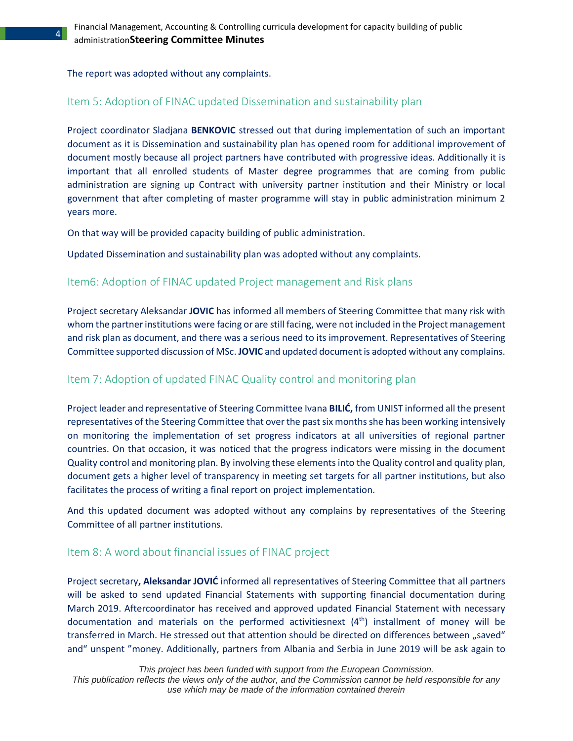The report was adopted without any complaints.

## Item 5: Adoption of FINAC updated Dissemination and sustainability plan

Project coordinator Sladjana **BENKOVIC** stressed out that during implementation of such an important document as it is Dissemination and sustainability plan has opened room for additional improvement of document mostly because all project partners have contributed with progressive ideas. Additionally it is important that all enrolled students of Master degree programmes that are coming from public administration are signing up Contract with university partner institution and their Ministry or local government that after completing of master programme will stay in public administration minimum 2 years more.

On that way will be provided capacity building of public administration.

Updated Dissemination and sustainability plan was adopted without any complaints.

## Item6: Adoption of FINAC updated Project management and Risk plans

Project secretary Aleksandar **JOVIC** has informed all members of Steering Committee that many risk with whom the partner institutions were facing or are still facing, were not included in the Project management and risk plan as document, and there was a serious need to its improvement. Representatives of Steering Committee supported discussion of MSc. **JOVIC** and updated document is adopted without any complains.

## Item 7: Adoption of updated FINAC Quality control and monitoring plan

Project leader and representative of Steering Committee Ivana **BILIĆ,** from UNIST informed all the present representatives of the Steering Committee that over the past six months she has been working intensively on monitoring the implementation of set progress indicators at all universities of regional partner countries. On that occasion, it was noticed that the progress indicators were missing in the document Quality control and monitoring plan. By involving these elements into the Quality control and quality plan, document gets a higher level of transparency in meeting set targets for all partner institutions, but also facilitates the process of writing a final report on project implementation.

And this updated document was adopted without any complains by representatives of the Steering Committee of all partner institutions.

## Item 8: A word about financial issues of FINAC project

Project secretary**, Aleksandar JOVIĆ** informed all representatives of Steering Committee that all partners will be asked to send updated Financial Statements with supporting financial documentation during March 2019. Aftercoordinator has received and approved updated Financial Statement with necessary documentation and materials on the performed activitiesnext (4th) installment of money will be transferred in March. He stressed out that attention should be directed on differences between „saved“ and“ unspent ”money. Additionally, partners from Albania and Serbia in June 2019 will be ask again to

*This project has been funded with support from the European Commission.*
*This publication reflects the views only of the author, and the Commission cannot be held responsible for any use which may be made of the information contained therein*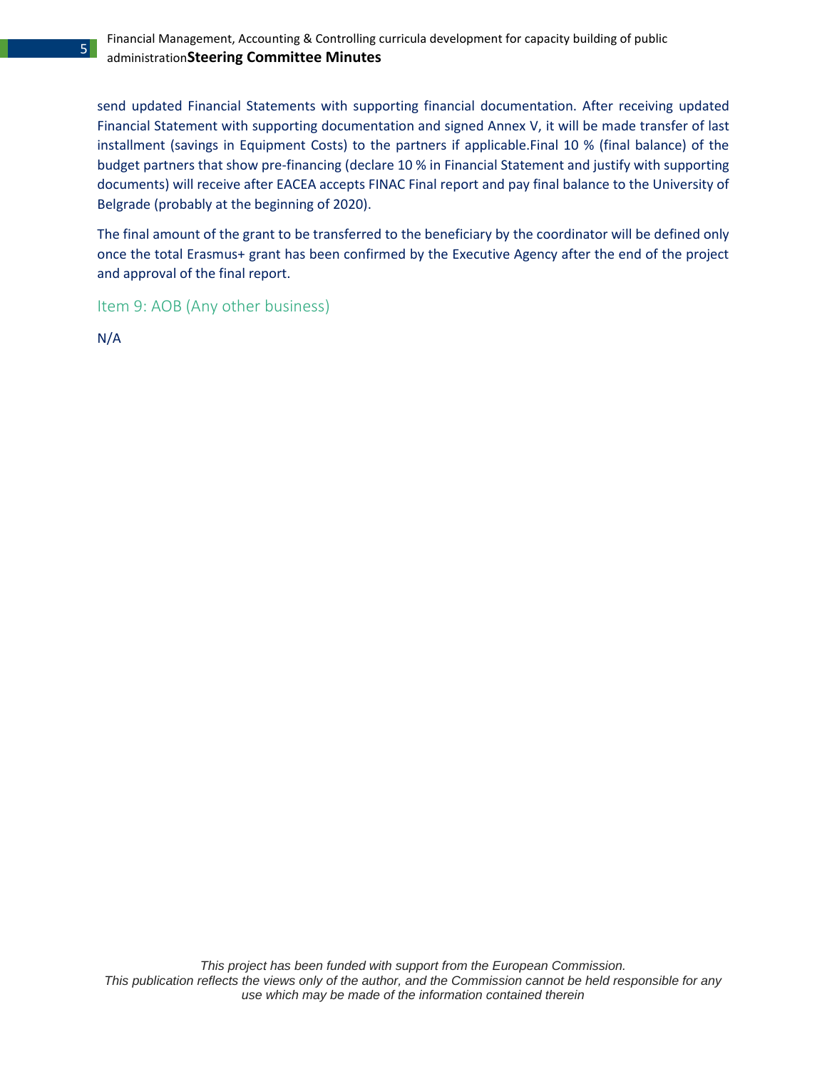send updated Financial Statements with supporting financial documentation. After receiving updated Financial Statement with supporting documentation and signed Annex V, it will be made transfer of last installment (savings in Equipment Costs) to the partners if applicable.Final 10 % (final balance) of the budget partners that show pre-financing (declare 10 % in Financial Statement and justify with supporting documents) will receive after EACEA accepts FINAC Final report and pay final balance to the University of Belgrade (probably at the beginning of 2020).

The final amount of the grant to be transferred to the beneficiary by the coordinator will be defined only once the total Erasmus+ grant has been confirmed by the Executive Agency after the end of the project and approval of the final report.

## Item 9: AOB (Any other business)

N/A

*This project has been funded with support from the European Commission.*
*This publication reflects the views only of the author, and the Commission cannot be held responsible for any use which may be made of the information contained therein*